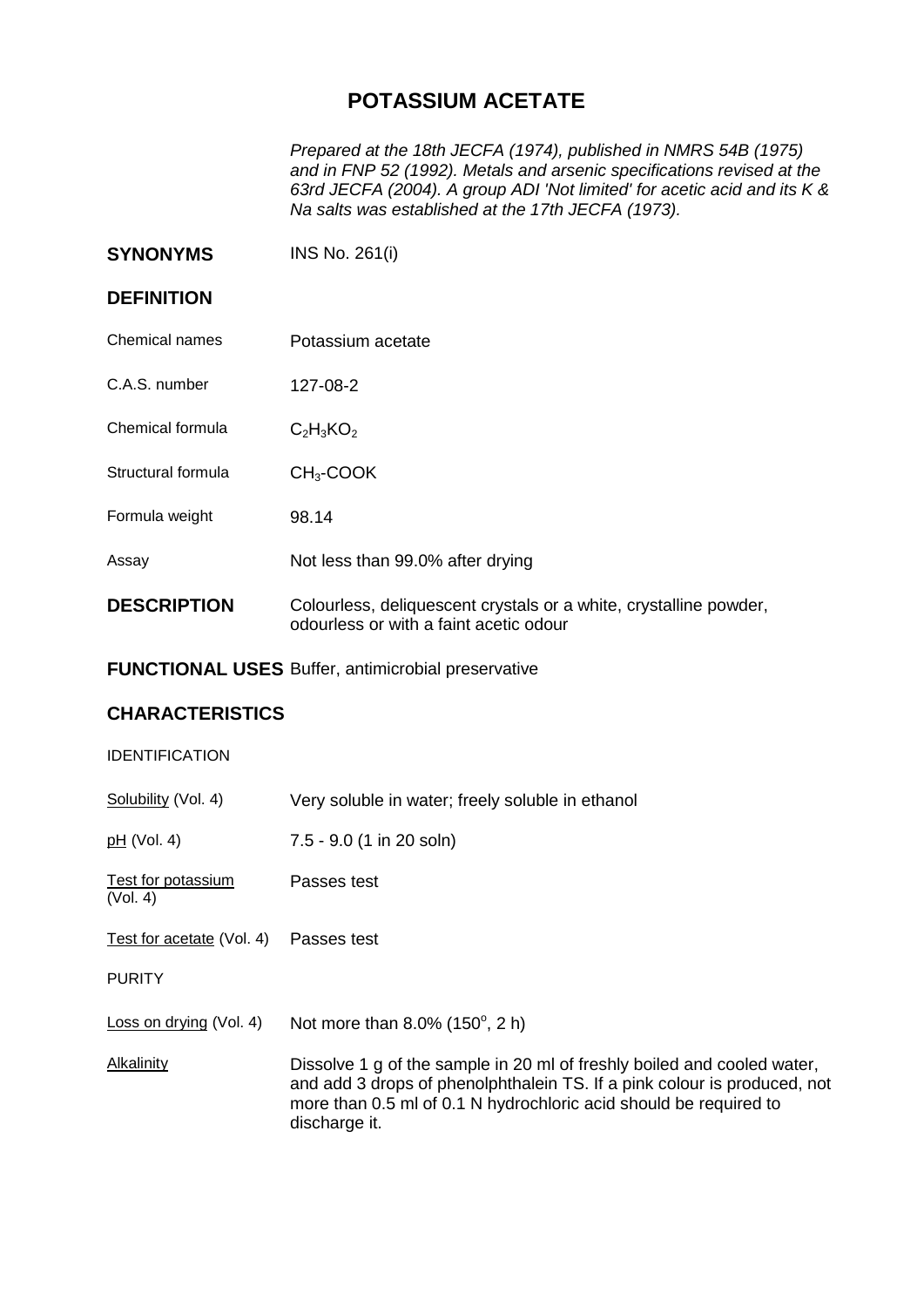# POTASSIUM ACETATE

*Prepared at the 18th JECFA (1974), published in NMRS 54B (1975) and in FNP 52 (1992). Metals and arsenic specifications revised at the 63rd JECFA (2004). A group ADI 'Not limited' for acetic acid and its K & Na salts was established at the 17th JECFA (1973).*

**SYNONYMS** INS No. 261(i)

## DEFINITION

| | |
|---|---|
| Chemical names | Potassium acetate |
| C.A.S. number | 127-08-2 |
| Chemical formula | $C_2H_3KO_2$ |
| Structural formula | $CH_3$-COOK |
| Formula weight | 98.14 |
| Assay | Not less than 99.0% after drying |

**DESCRIPTION** Colourless, deliquescent crystals or a white, crystalline powder, odourless or with a faint acetic odour

**FUNCTIONAL USES** Buffer, antimicrobial preservative

## CHARACTERISTICS

IDENTIFICATION

| | |
|---|---|
| Solubility (Vol. 4) | Very soluble in water; freely soluble in ethanol |
| pH (Vol. 4) | 7.5 - 9.0 (1 in 20 soln) |
| Test for potassium (Vol. 4) | Passes test |
| Test for acetate (Vol. 4) | Passes test |

PURITY

| | |
|---|---|
| Loss on drying (Vol. 4) | Not more than 8.0% (150°, 2 h) |
| Alkalinity | Dissolve 1 g of the sample in 20 ml of freshly boiled and cooled water, and add 3 drops of phenolphthalein TS. If a pink colour is produced, not more than 0.5 ml of 0.1 N hydrochloric acid should be required to discharge it. |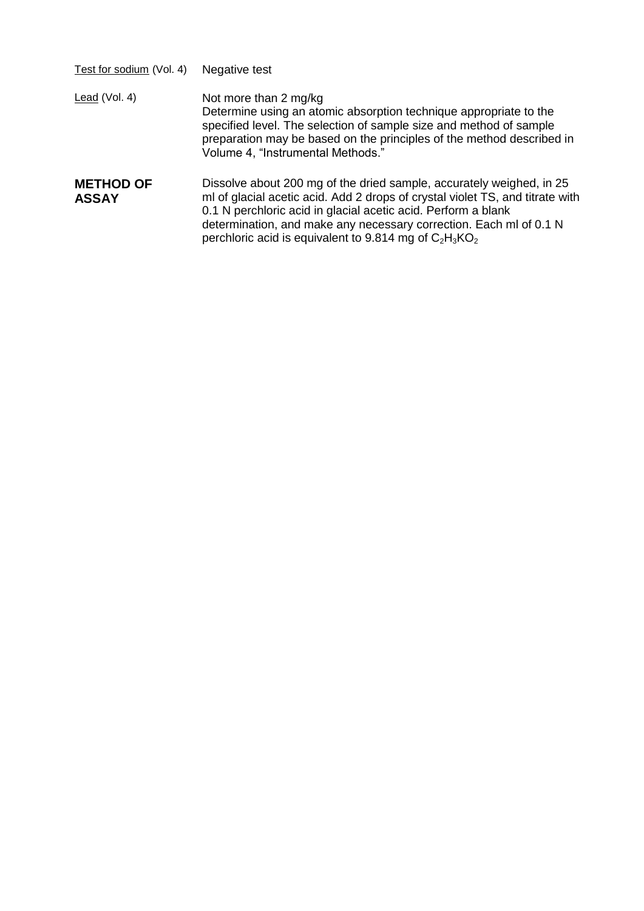| | |
|---|---|
| Test for sodium (Vol. 4) | Negative test |
| Lead (Vol. 4) | Not more than 2 mg/kg<br>Determine using an atomic absorption technique appropriate to the specified level. The selection of sample size and method of sample preparation may be based on the principles of the method described in Volume 4, "Instrumental Methods." |

## METHOD OF ASSAY

Dissolve about 200 mg of the dried sample, accurately weighed, in 25 ml of glacial acetic acid. Add 2 drops of crystal violet TS, and titrate with 0.1 N perchloric acid in glacial acetic acid. Perform a blank determination, and make any necessary correction. Each ml of 0.1 N perchloric acid is equivalent to 9.814 mg of $C_2H_3KO_2$